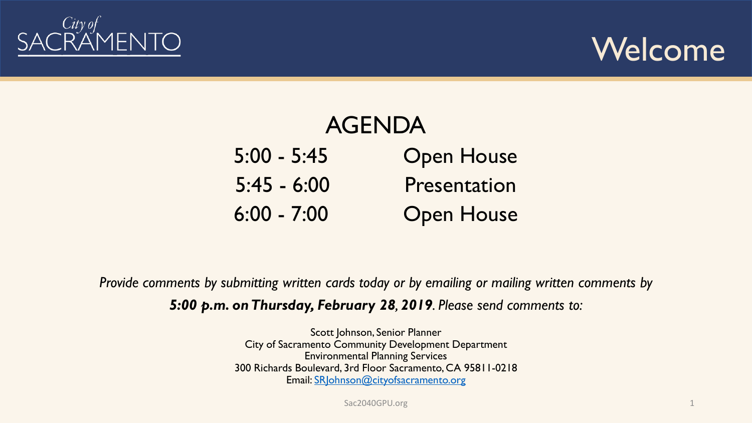City of SACRAMENTO

# Welcome

## AGENDA

| | |
|---|---|
| 5:00 - 5:45 | Open House |
| 5:45 - 6:00 | Presentation |
| 6:00 - 7:00 | Open House |

*Provide comments by submitting written cards today or by emailing or mailing written comments by* ***5:00 p.m. on Thursday, February 28, 2019****. Please send comments to:*

Scott Johnson, Senior Planner
City of Sacramento Community Development Department
Environmental Planning Services
300 Richards Boulevard, 3rd Floor Sacramento, CA 95811-0218
Email: SRJohnson@cityofsacramento.org

Sac2040GPU.org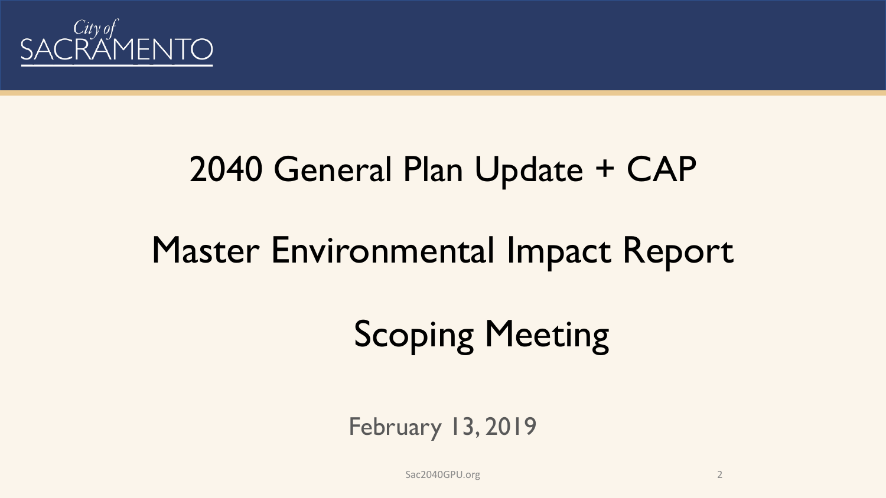City of SACRAMENTO

# 2040 General Plan Update + CAP

# Master Environmental Impact Report

# Scoping Meeting

February 13, 2019

Sac2040GPU.org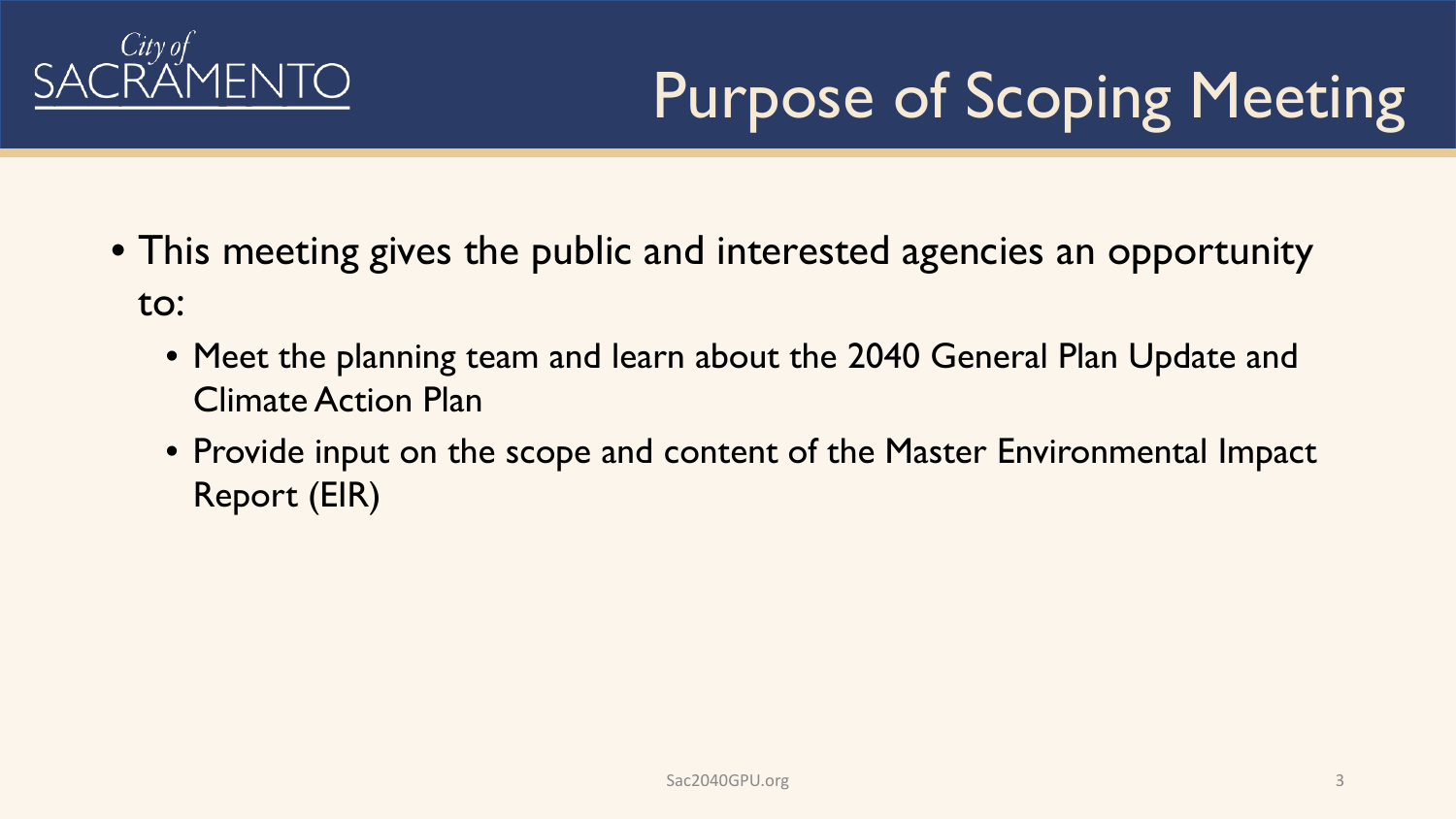# Purpose of Scoping Meeting

- This meeting gives the public and interested agencies an opportunity to:
  - Meet the planning team and learn about the 2040 General Plan Update and Climate Action Plan
  - Provide input on the scope and content of the Master Environmental Impact Report (EIR)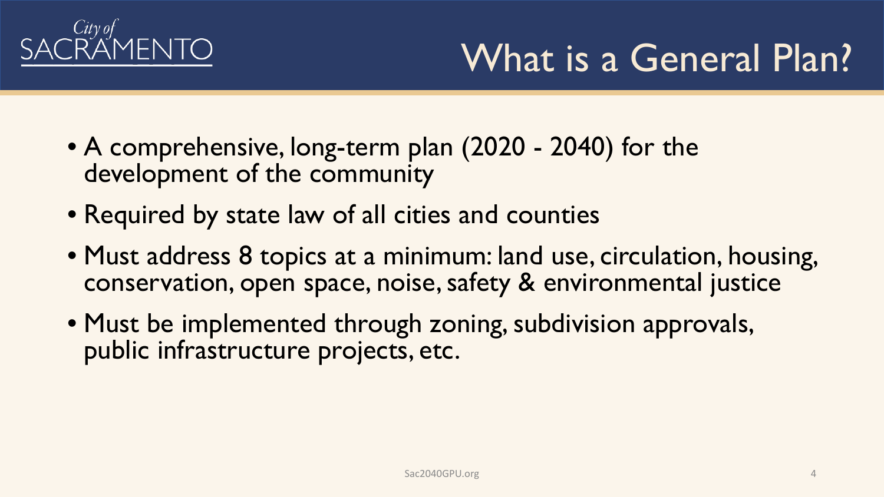City of SACRAMENTO

# What is a General Plan?

- A comprehensive, long-term plan (2020 - 2040) for the development of the community
- Required by state law of all cities and counties
- Must address 8 topics at a minimum: land use, circulation, housing, conservation, open space, noise, safety & environmental justice
- Must be implemented through zoning, subdivision approvals, public infrastructure projects, etc.

Sac2040GPU.org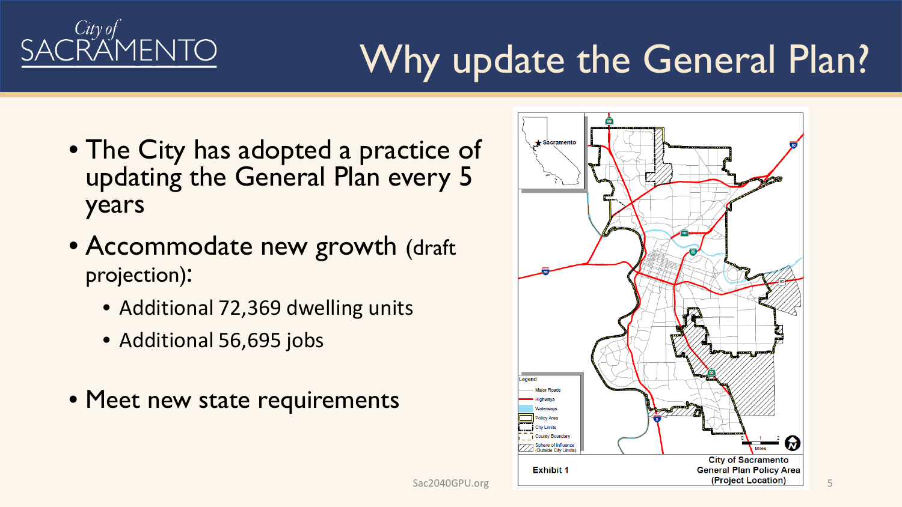# Why update the General Plan?

- The City has adopted a practice of updating the General Plan every 5 years
- Accommodate new growth (draft projection):
  - Additional 72,369 dwelling units
  - Additional 56,695 jobs
- Meet new state requirements

Exhibit 1 — City of Sacramento General Plan Policy Area (Project Location)

Legend: Major Roads; Highways; Waterways; Policy Area; City Limits; County Boundary; Sphere of Influence (Outside City Limits)

Sac2040GPU.org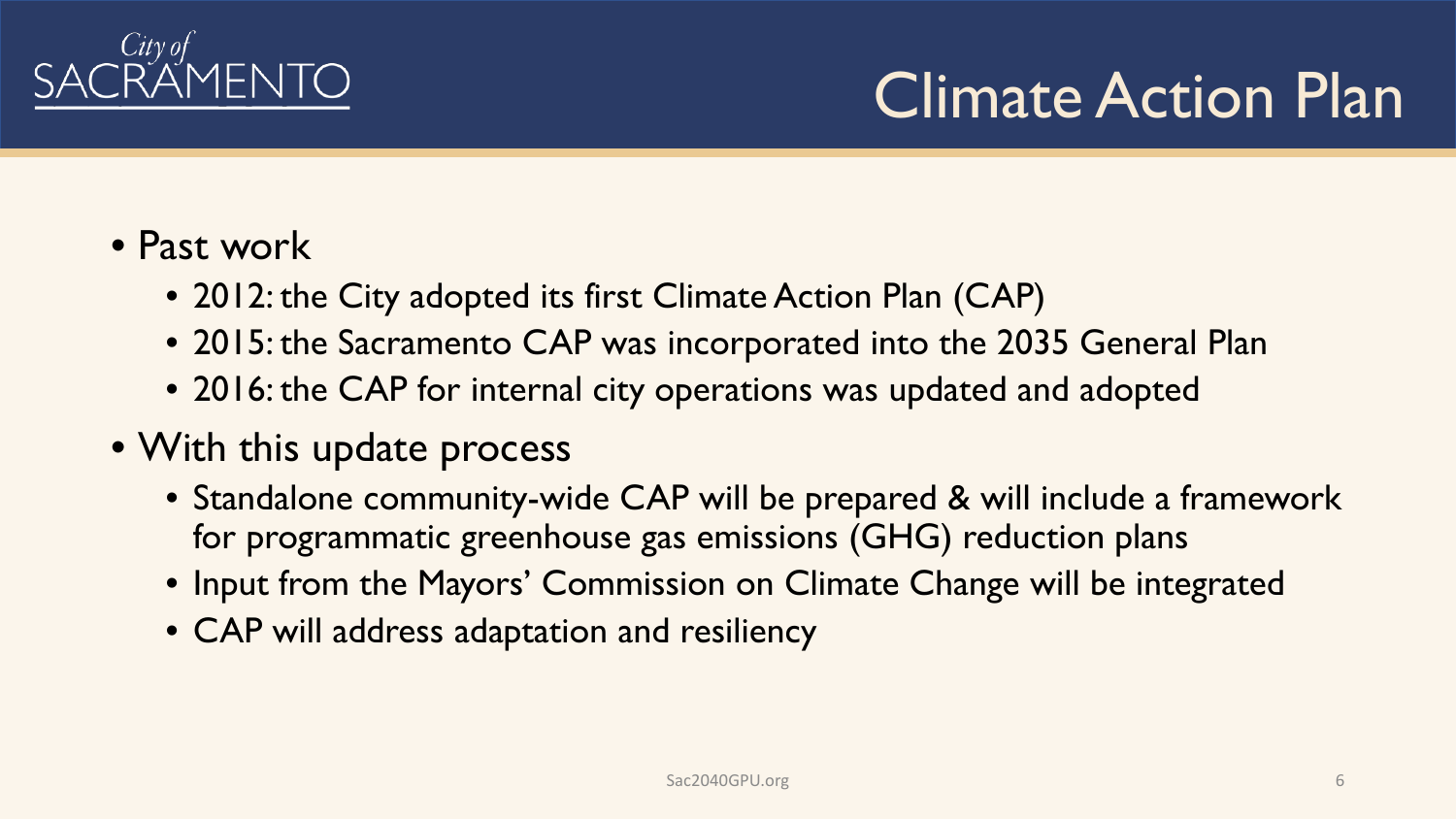# Climate Action Plan

- Past work
  - 2012: the City adopted its first Climate Action Plan (CAP)
  - 2015: the Sacramento CAP was incorporated into the 2035 General Plan
  - 2016: the CAP for internal city operations was updated and adopted
- With this update process
  - Standalone community-wide CAP will be prepared & will include a framework for programmatic greenhouse gas emissions (GHG) reduction plans
  - Input from the Mayors' Commission on Climate Change will be integrated
  - CAP will address adaptation and resiliency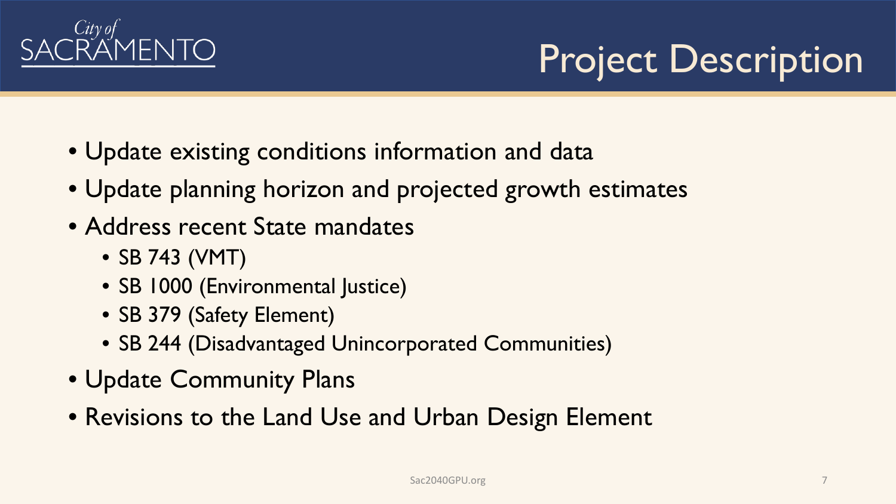# Project Description

- Update existing conditions information and data
- Update planning horizon and projected growth estimates
- Address recent State mandates
  - SB 743 (VMT)
  - SB 1000 (Environmental Justice)
  - SB 379 (Safety Element)
  - SB 244 (Disadvantaged Unincorporated Communities)
- Update Community Plans
- Revisions to the Land Use and Urban Design Element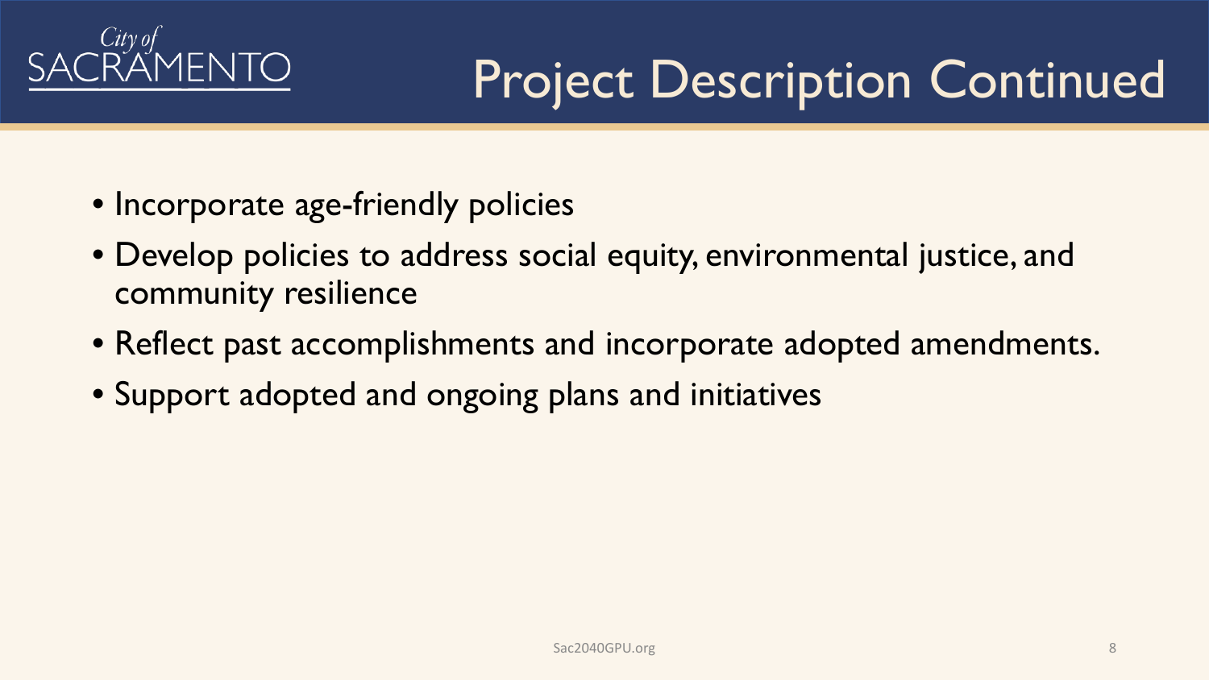# Project Description Continued

- Incorporate age-friendly policies
- Develop policies to address social equity, environmental justice, and community resilience
- Reflect past accomplishments and incorporate adopted amendments.
- Support adopted and ongoing plans and initiatives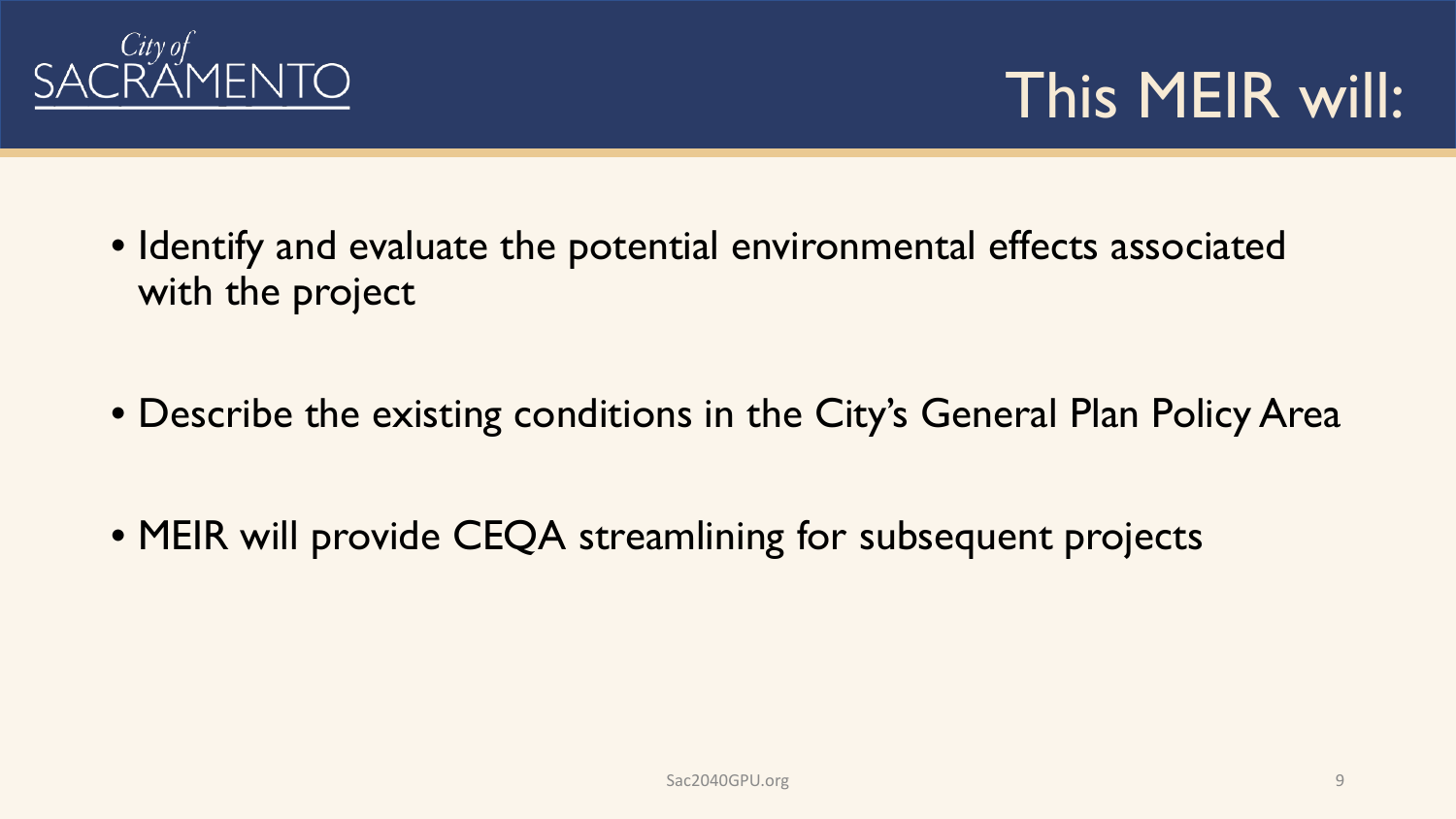# This MEIR will:

- Identify and evaluate the potential environmental effects associated with the project
- Describe the existing conditions in the City's General Plan Policy Area
- MEIR will provide CEQA streamlining for subsequent projects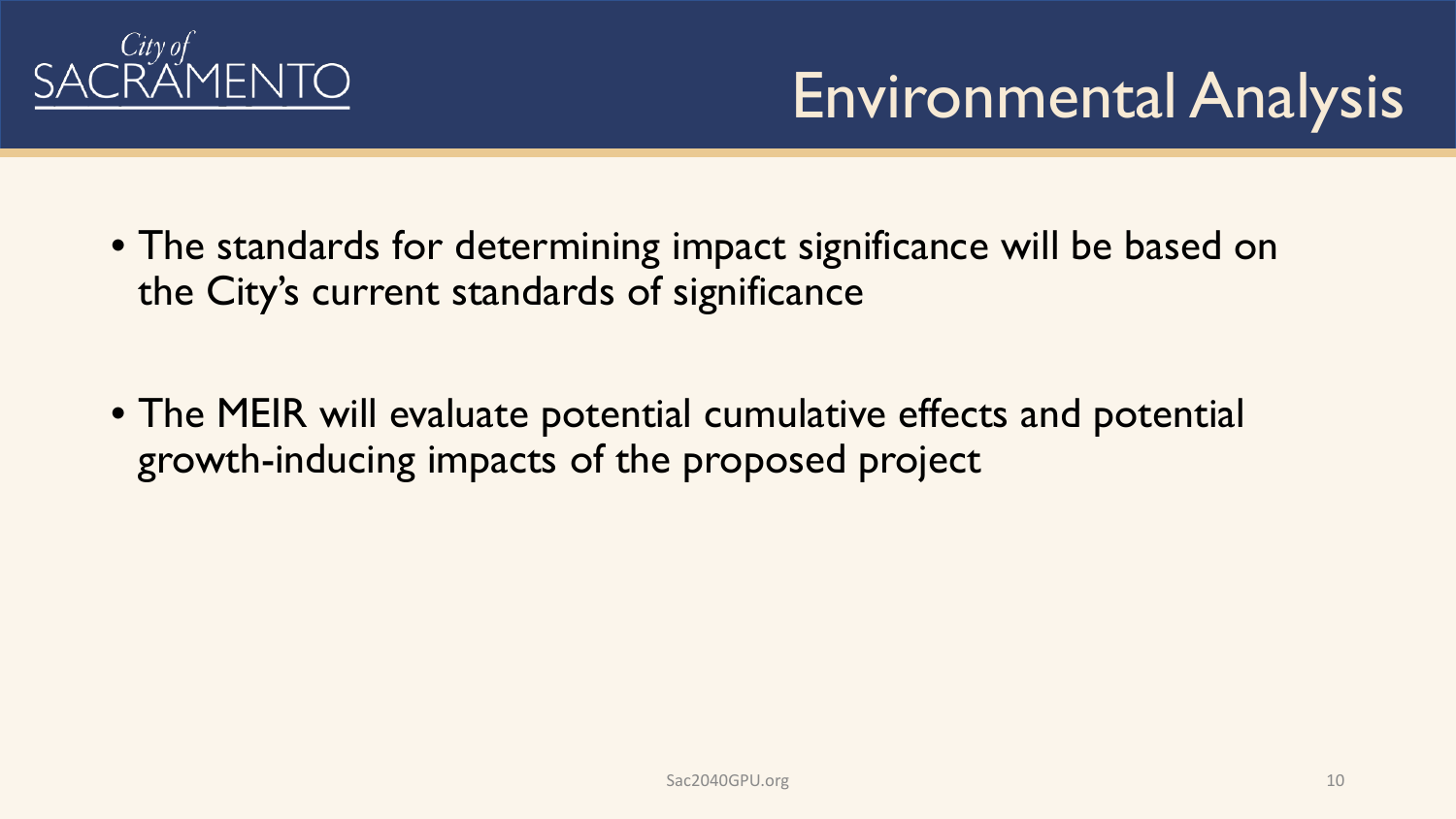# Environmental Analysis

- The standards for determining impact significance will be based on the City's current standards of significance
- The MEIR will evaluate potential cumulative effects and potential growth-inducing impacts of the proposed project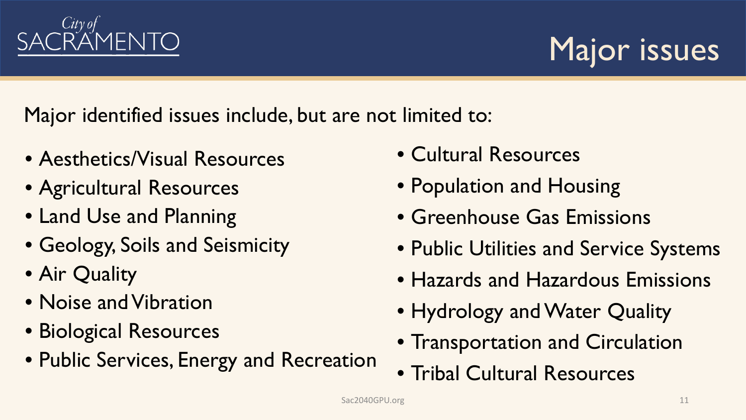# Major issues

Major identified issues include, but are not limited to:

- Aesthetics/Visual Resources
- Agricultural Resources
- Land Use and Planning
- Geology, Soils and Seismicity
- Air Quality
- Noise and Vibration
- Biological Resources
- Public Services, Energy and Recreation
- Cultural Resources
- Population and Housing
- Greenhouse Gas Emissions
- Public Utilities and Service Systems
- Hazards and Hazardous Emissions
- Hydrology and Water Quality
- Transportation and Circulation
- Tribal Cultural Resources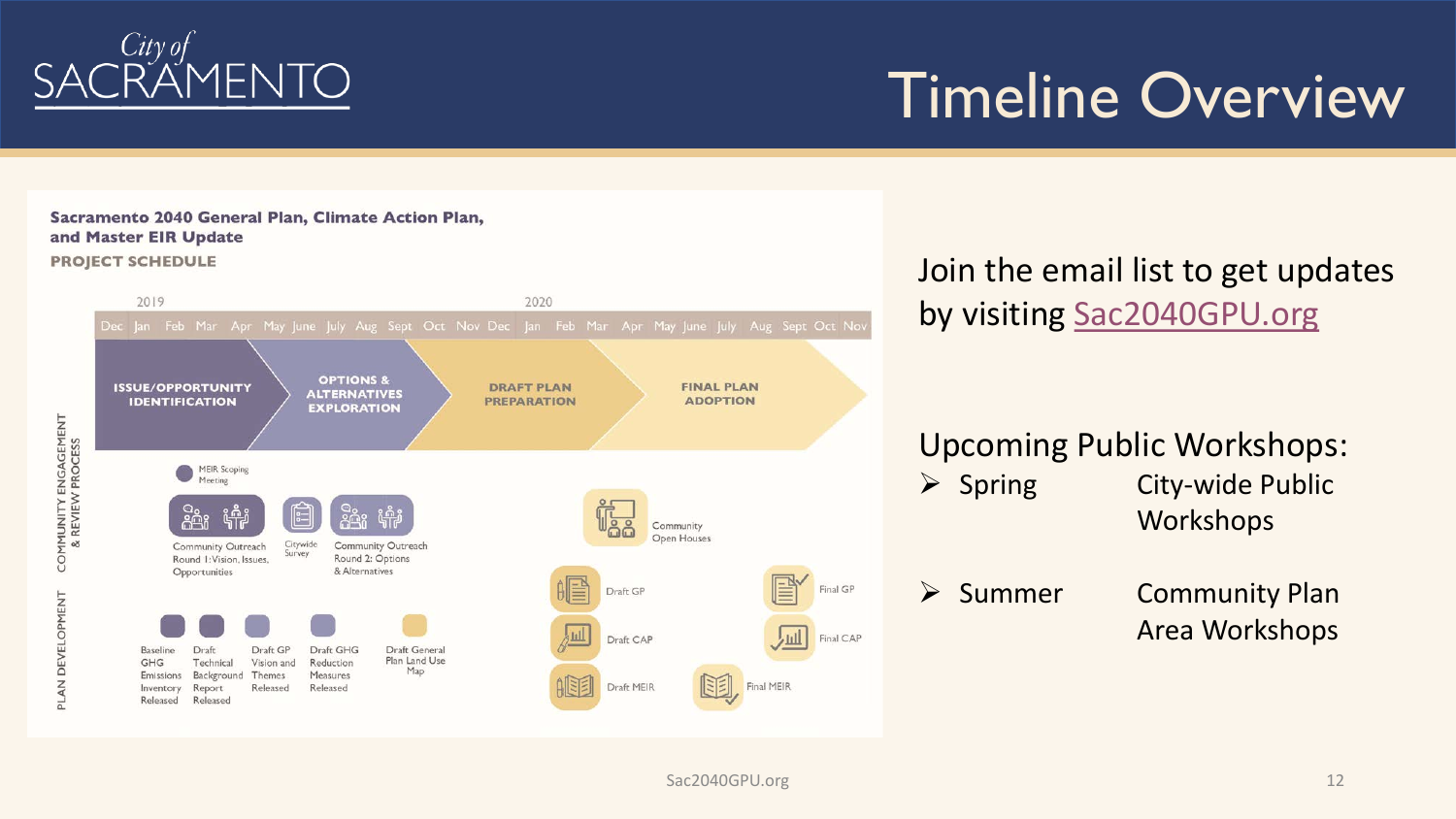# Timeline Overview

## Sacramento 2040 General Plan, Climate Action Plan, and Master EIR Update

**PROJECT SCHEDULE**

2019 | 2020

Dec Jan Feb Mar Apr May June July Aug Sept Oct Nov Dec Jan Feb Mar Apr May June July Aug Sept Oct Nov

**ISSUE/OPPORTUNITY IDENTIFICATION** → **OPTIONS & ALTERNATIVES EXPLORATION** → **DRAFT PLAN PREPARATION** → **FINAL PLAN ADOPTION**

**COMMUNITY ENGAGEMENT & REVIEW PROCESS**

- MEIR Scoping Meeting
- Community Outreach Round 1: Vision, Issues, Opportunities
- Citywide Survey
- Community Outreach Round 2: Options & Alternatives
- Community Open Houses

**PLAN DEVELOPMENT**

- Baseline GHG Emissions Inventory Released
- Draft Technical Background Report Released
- Draft GP Vision and Themes Released
- Draft GHG Reduction Measures Released
- Draft General Plan Land Use Map
- Draft GP
- Draft CAP
- Draft MEIR
- Final MEIR
- Final GP
- Final CAP

Join the email list to get updates by visiting Sac2040GPU.org

Upcoming Public Workshops:

- Spring — City-wide Public Workshops
- Summer — Community Plan Area Workshops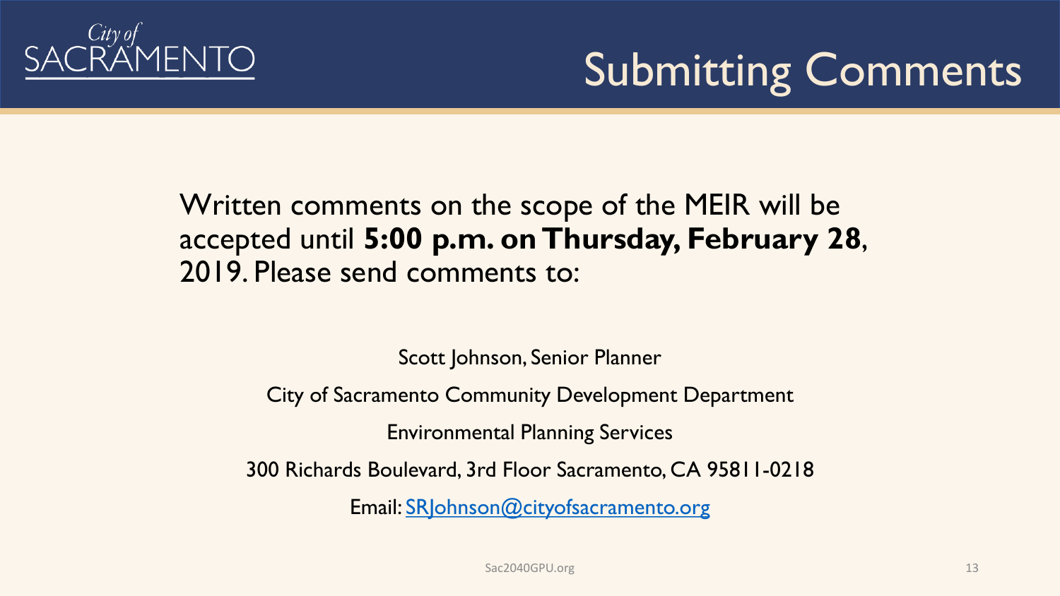City of SACRAMENTO

# Submitting Comments

Written comments on the scope of the MEIR will be accepted until **5:00 p.m. on Thursday, February 28**, 2019. Please send comments to:

Scott Johnson, Senior Planner

City of Sacramento Community Development Department

Environmental Planning Services

300 Richards Boulevard, 3rd Floor Sacramento, CA 95811-0218

Email: [SRJohnson@cityofsacramento.org](mailto:SRJohnson@cityofsacramento.org)

Sac2040GPU.org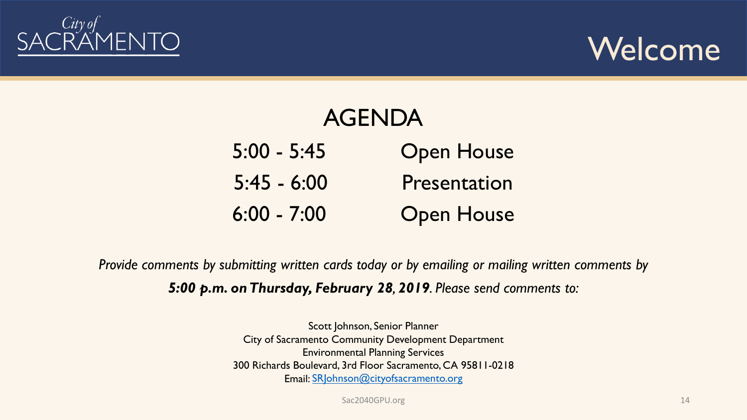City of SACRAMENTO

# Welcome

## AGENDA

| | |
|---|---|
| 5:00 - 5:45 | Open House |
| 5:45 - 6:00 | Presentation |
| 6:00 - 7:00 | Open House |

*Provide comments by submitting written cards today or by emailing or mailing written comments by **5:00 p.m. on Thursday, February 28, 2019**. Please send comments to:*

Scott Johnson, Senior Planner
City of Sacramento Community Development Department
Environmental Planning Services
300 Richards Boulevard, 3rd Floor Sacramento, CA 95811-0218
Email: SRJohnson@cityofsacramento.org

Sac2040GPU.org